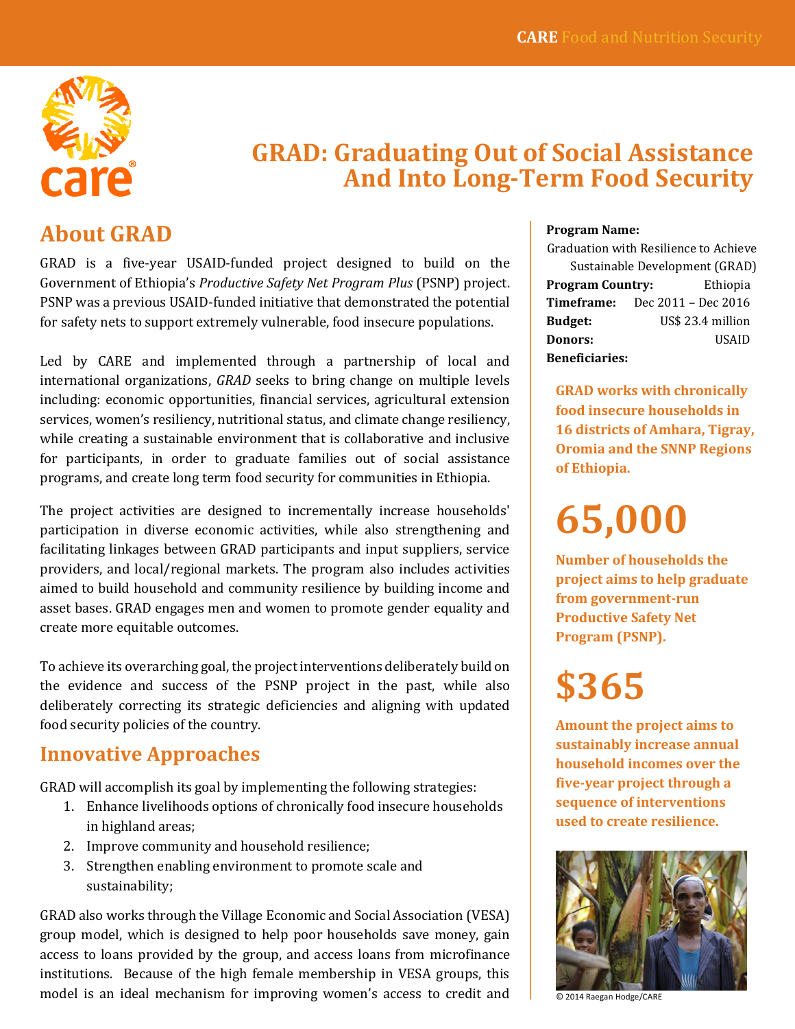# GRAD: Graduating Out of Social Assistance And Into Long-Term Food Security

## About GRAD

GRAD is a five-year USAID-funded project designed to build on the Government of Ethiopia's *Productive Safety Net Program Plus* (PSNP) project. PSNP was a previous USAID-funded initiative that demonstrated the potential for safety nets to support extremely vulnerable, food insecure populations.

Led by CARE and implemented through a partnership of local and international organizations, *GRAD* seeks to bring change on multiple levels including: economic opportunities, financial services, agricultural extension services, women's resiliency, nutritional status, and climate change resiliency, while creating a sustainable environment that is collaborative and inclusive for participants, in order to graduate families out of social assistance programs, and create long term food security for communities in Ethiopia.

The project activities are designed to incrementally increase households' participation in diverse economic activities, while also strengthening and facilitating linkages between GRAD participants and input suppliers, service providers, and local/regional markets. The program also includes activities aimed to build household and community resilience by building income and asset bases. GRAD engages men and women to promote gender equality and create more equitable outcomes.

To achieve its overarching goal, the project interventions deliberately build on the evidence and success of the PSNP project in the past, while also deliberately correcting its strategic deficiencies and aligning with updated food security policies of the country.

## Innovative Approaches

GRAD will accomplish its goal by implementing the following strategies:

1. Enhance livelihoods options of chronically food insecure households in highland areas;
2. Improve community and household resilience;
3. Strengthen enabling environment to promote scale and sustainability;

GRAD also works through the Village Economic and Social Association (VESA) group model, which is designed to help poor households save money, gain access to loans provided by the group, and access loans from microfinance institutions. Because of the high female membership in VESA groups, this model is an ideal mechanism for improving women's access to credit and

**Program Name:**
Graduation with Resilience to Achieve Sustainable Development (GRAD)

**Program Country:** Ethiopia

**Timeframe:** Dec 2011 – Dec 2016

**Budget:** US$ 23.4 million

**Donors:** USAID

**Beneficiaries:**

**GRAD works with chronically food insecure households in 16 districts of Amhara, Tigray, Oromia and the SNNP Regions of Ethiopia.**

# 65,000

**Number of households the project aims to help graduate from government-run Productive Safety Net Program (PSNP).**

# $365

**Amount the project aims to sustainably increase annual household incomes over the five-year project through a sequence of interventions used to create resilience.**

© 2014 Raegan Hodge/CARE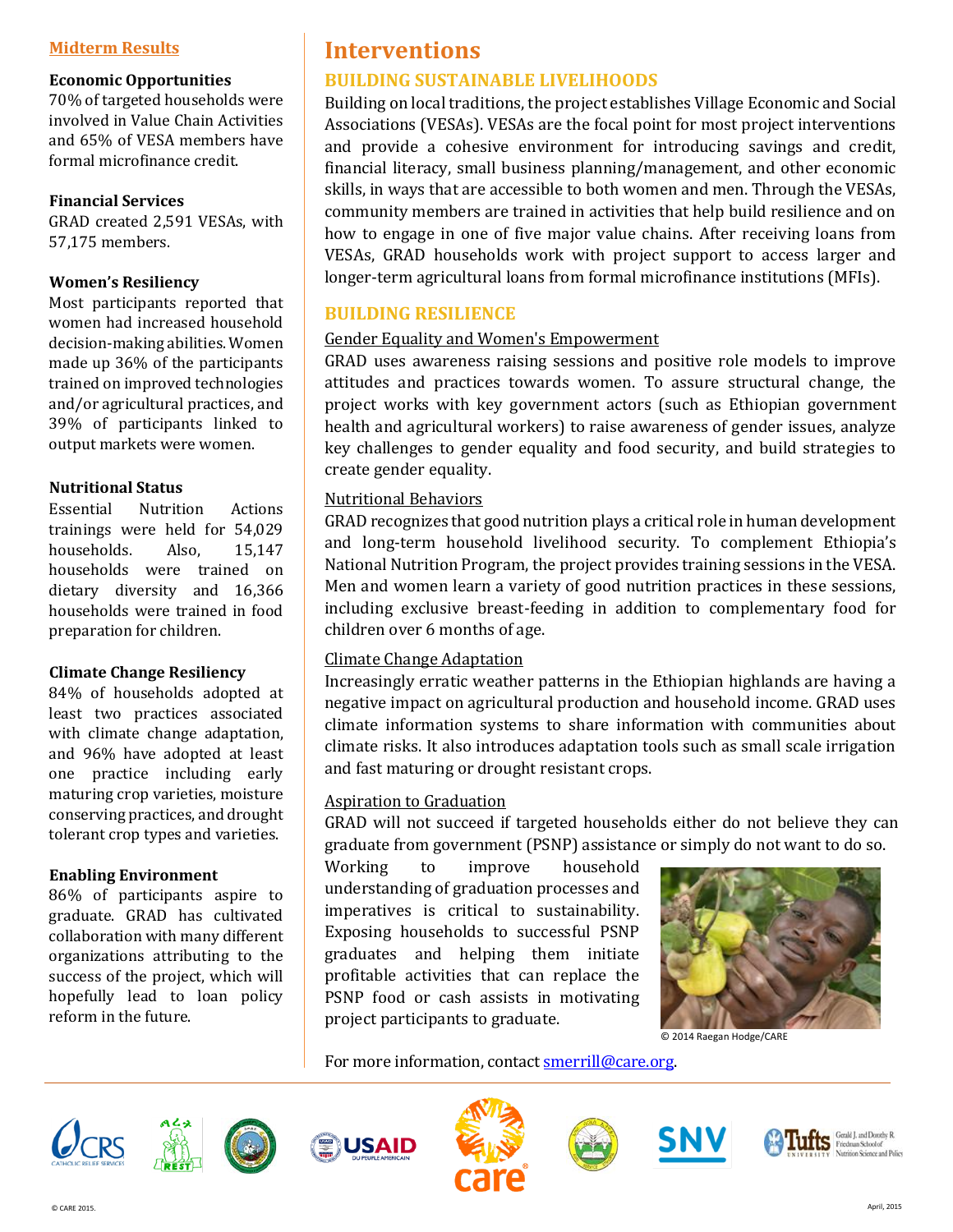## Midterm Results

**Economic Opportunities**
70% of targeted households were involved in Value Chain Activities and 65% of VESA members have formal microfinance credit.

**Financial Services**
GRAD created 2,591 VESAs, with 57,175 members.

**Women's Resiliency**
Most participants reported that women had increased household decision-making abilities. Women made up 36% of the participants trained on improved technologies and/or agricultural practices, and 39% of participants linked to output markets were women.

**Nutritional Status**
Essential Nutrition Actions trainings were held for 54,029 households. Also, 15,147 households were trained on dietary diversity and 16,366 households were trained in food preparation for children.

**Climate Change Resiliency**
84% of households adopted at least two practices associated with climate change adaptation, and 96% have adopted at least one practice including early maturing crop varieties, moisture conserving practices, and drought tolerant crop types and varieties.

**Enabling Environment**
86% of participants aspire to graduate. GRAD has cultivated collaboration with many different organizations attributing to the success of the project, which will hopefully lead to loan policy reform in the future.

# Interventions

## BUILDING SUSTAINABLE LIVELIHOODS

Building on local traditions, the project establishes Village Economic and Social Associations (VESAs). VESAs are the focal point for most project interventions and provide a cohesive environment for introducing savings and credit, financial literacy, small business planning/management, and other economic skills, in ways that are accessible to both women and men. Through the VESAs, community members are trained in activities that help build resilience and on how to engage in one of five major value chains. After receiving loans from VESAs, GRAD households work with project support to access larger and longer-term agricultural loans from formal microfinance institutions (MFIs).

## BUILDING RESILIENCE

### Gender Equality and Women's Empowerment

GRAD uses awareness raising sessions and positive role models to improve attitudes and practices towards women. To assure structural change, the project works with key government actors (such as Ethiopian government health and agricultural workers) to raise awareness of gender issues, analyze key challenges to gender equality and food security, and build strategies to create gender equality.

### Nutritional Behaviors

GRAD recognizes that good nutrition plays a critical role in human development and long-term household livelihood security. To complement Ethiopia's National Nutrition Program, the project provides training sessions in the VESA. Men and women learn a variety of good nutrition practices in these sessions, including exclusive breast-feeding in addition to complementary food for children over 6 months of age.

### Climate Change Adaptation

Increasingly erratic weather patterns in the Ethiopian highlands are having a negative impact on agricultural production and household income. GRAD uses climate information systems to share information with communities about climate risks. It also introduces adaptation tools such as small scale irrigation and fast maturing or drought resistant crops.

### Aspiration to Graduation

GRAD will not succeed if targeted households either do not believe they can graduate from government (PSNP) assistance or simply do not want to do so. Working to improve household understanding of graduation processes and imperatives is critical to sustainability. Exposing households to successful PSNP graduates and helping them initiate profitable activities that can replace the PSNP food or cash assists in motivating project participants to graduate.

© 2014 Raegan Hodge/CARE

For more information, contact smerrill@care.org.

© CARE 2015.

April, 2015